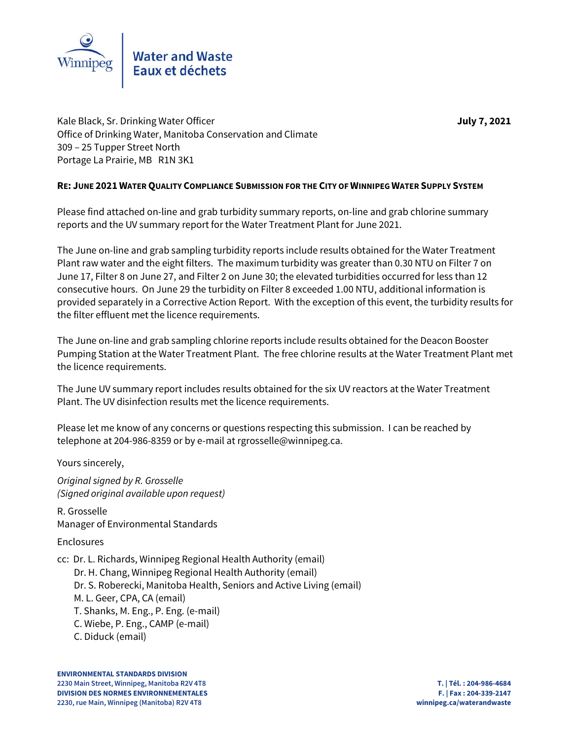Water and Waste
Eaux et déchets

Kale Black, Sr. Drinking Water Officer
Office of Drinking Water, Manitoba Conservation and Climate
309 – 25 Tupper Street North
Portage La Prairie, MB R1N 3K1

**July 7, 2021**

**RE: JUNE 2021 WATER QUALITY COMPLIANCE SUBMISSION FOR THE CITY OF WINNIPEG WATER SUPPLY SYSTEM**

Please find attached on-line and grab turbidity summary reports, on-line and grab chlorine summary reports and the UV summary report for the Water Treatment Plant for June 2021.

The June on-line and grab sampling turbidity reports include results obtained for the Water Treatment Plant raw water and the eight filters. The maximum turbidity was greater than 0.30 NTU on Filter 7 on June 17, Filter 8 on June 27, and Filter 2 on June 30; the elevated turbidities occurred for less than 12 consecutive hours. On June 29 the turbidity on Filter 8 exceeded 1.00 NTU, additional information is provided separately in a Corrective Action Report. With the exception of this event, the turbidity results for the filter effluent met the licence requirements.

The June on-line and grab sampling chlorine reports include results obtained for the Deacon Booster Pumping Station at the Water Treatment Plant. The free chlorine results at the Water Treatment Plant met the licence requirements.

The June UV summary report includes results obtained for the six UV reactors at the Water Treatment Plant. The UV disinfection results met the licence requirements.

Please let me know of any concerns or questions respecting this submission. I can be reached by telephone at 204-986-8359 or by e-mail at rgrosselle@winnipeg.ca.

Yours sincerely,

*Original signed by R. Grosselle*
*(Signed original available upon request)*

R. Grosselle
Manager of Environmental Standards

Enclosures

cc: Dr. L. Richards, Winnipeg Regional Health Authority (email)
Dr. H. Chang, Winnipeg Regional Health Authority (email)
Dr. S. Roberecki, Manitoba Health, Seniors and Active Living (email)
M. L. Geer, CPA, CA (email)
T. Shanks, M. Eng., P. Eng. (e-mail)
C. Wiebe, P. Eng., CAMP (e-mail)
C. Diduck (email)

**ENVIRONMENTAL STANDARDS DIVISION**
**2230 Main Street, Winnipeg, Manitoba R2V 4T8**
**DIVISION DES NORMES ENVIRONNEMENTALES**
**2230, rue Main, Winnipeg (Manitoba) R2V 4T8**

**T. | Tél. : 204-986-4684**
**F. | Fax : 204-339-2147**
**winnipeg.ca/waterandwaste**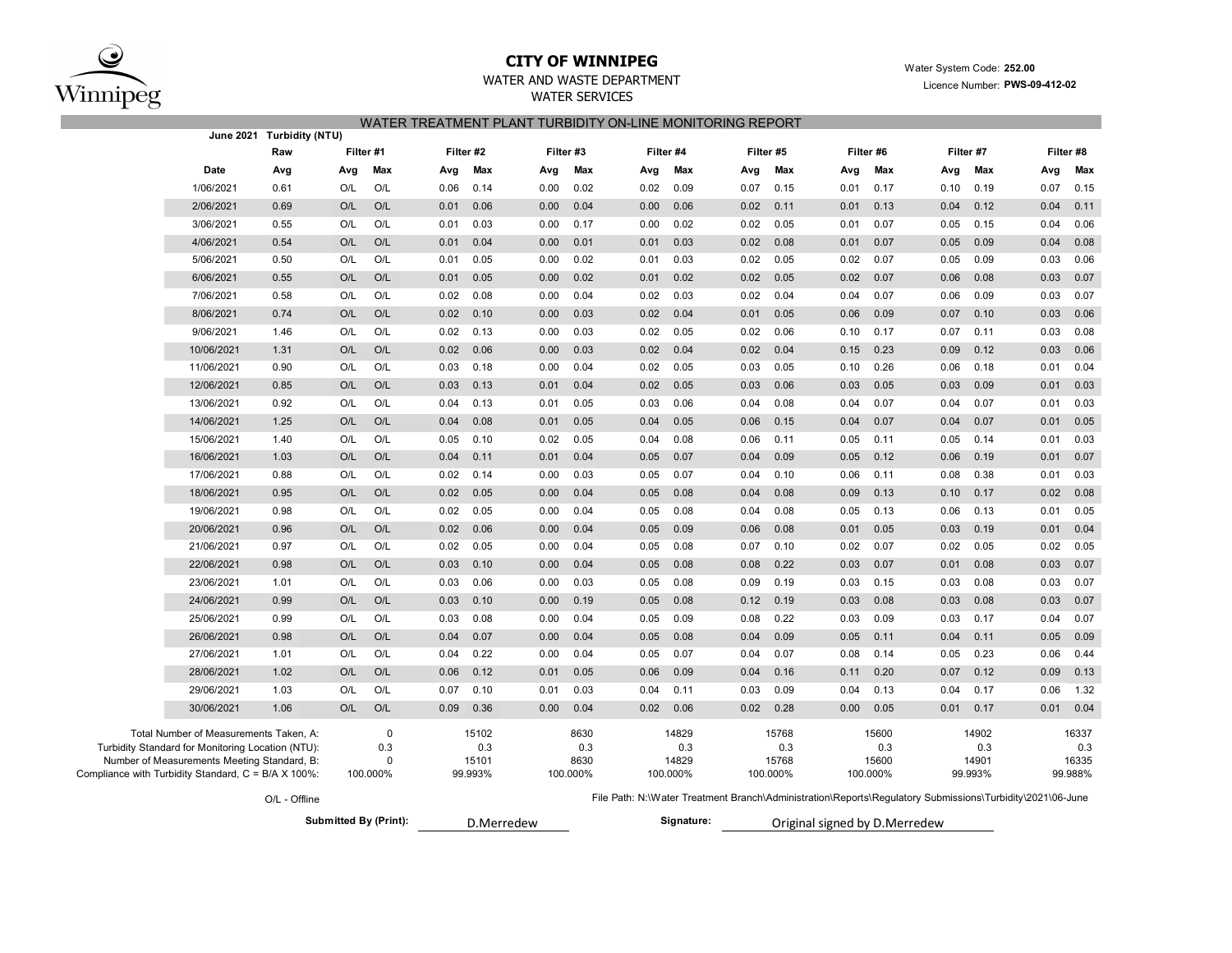# CITY OF WINNIPEG

WATER AND WASTE DEPARTMENT

WATER SERVICES

Water System Code: **252.00**

Licence Number: **PWS-09-412-02**

## WATER TREATMENT PLANT TURBIDITY ON-LINE MONITORING REPORT

| June 2021 | Turbidity (NTU) | | | | | | | | | | | | | | | | | |
|---|---|---|---|---|---|---|---|---|---|---|---|---|---|---|---|---|---|---|
| | Raw | Filter #1 | | Filter #2 | | Filter #3 | | Filter #4 | | Filter #5 | | Filter #6 | | Filter #7 | | Filter #8 | |
| **Date** | **Avg** | **Avg** | **Max** | **Avg** | **Max** | **Avg** | **Max** | **Avg** | **Max** | **Avg** | **Max** | **Avg** | **Max** | **Avg** | **Max** | **Avg** | **Max** |
| 1/06/2021 | 0.61 | O/L | O/L | 0.06 | 0.14 | 0.00 | 0.02 | 0.02 | 0.09 | 0.07 | 0.15 | 0.01 | 0.17 | 0.10 | 0.19 | 0.07 | 0.15 |
| 2/06/2021 | 0.69 | O/L | O/L | 0.01 | 0.06 | 0.00 | 0.04 | 0.00 | 0.06 | 0.02 | 0.11 | 0.01 | 0.13 | 0.04 | 0.12 | 0.04 | 0.11 |
| 3/06/2021 | 0.55 | O/L | O/L | 0.01 | 0.03 | 0.00 | 0.17 | 0.00 | 0.02 | 0.02 | 0.05 | 0.01 | 0.07 | 0.05 | 0.15 | 0.04 | 0.06 |
| 4/06/2021 | 0.54 | O/L | O/L | 0.01 | 0.04 | 0.00 | 0.01 | 0.01 | 0.03 | 0.02 | 0.08 | 0.01 | 0.07 | 0.05 | 0.09 | 0.04 | 0.08 |
| 5/06/2021 | 0.50 | O/L | O/L | 0.01 | 0.05 | 0.00 | 0.02 | 0.01 | 0.03 | 0.02 | 0.05 | 0.02 | 0.07 | 0.05 | 0.09 | 0.03 | 0.06 |
| 6/06/2021 | 0.55 | O/L | O/L | 0.01 | 0.05 | 0.00 | 0.02 | 0.01 | 0.02 | 0.02 | 0.05 | 0.02 | 0.07 | 0.06 | 0.08 | 0.03 | 0.07 |
| 7/06/2021 | 0.58 | O/L | O/L | 0.02 | 0.08 | 0.00 | 0.04 | 0.02 | 0.03 | 0.02 | 0.04 | 0.04 | 0.07 | 0.06 | 0.09 | 0.03 | 0.07 |
| 8/06/2021 | 0.74 | O/L | O/L | 0.02 | 0.10 | 0.00 | 0.03 | 0.02 | 0.04 | 0.01 | 0.05 | 0.06 | 0.09 | 0.07 | 0.10 | 0.03 | 0.06 |
| 9/06/2021 | 1.46 | O/L | O/L | 0.02 | 0.13 | 0.00 | 0.03 | 0.02 | 0.05 | 0.02 | 0.06 | 0.10 | 0.17 | 0.07 | 0.11 | 0.03 | 0.08 |
| 10/06/2021 | 1.31 | O/L | O/L | 0.02 | 0.06 | 0.00 | 0.03 | 0.02 | 0.04 | 0.02 | 0.04 | 0.15 | 0.23 | 0.09 | 0.12 | 0.03 | 0.06 |
| 11/06/2021 | 0.90 | O/L | O/L | 0.03 | 0.18 | 0.00 | 0.04 | 0.02 | 0.05 | 0.03 | 0.05 | 0.10 | 0.26 | 0.06 | 0.18 | 0.01 | 0.04 |
| 12/06/2021 | 0.85 | O/L | O/L | 0.03 | 0.13 | 0.01 | 0.04 | 0.02 | 0.05 | 0.03 | 0.06 | 0.03 | 0.05 | 0.03 | 0.09 | 0.01 | 0.03 |
| 13/06/2021 | 0.92 | O/L | O/L | 0.04 | 0.13 | 0.01 | 0.05 | 0.03 | 0.06 | 0.04 | 0.08 | 0.04 | 0.07 | 0.04 | 0.07 | 0.01 | 0.03 |
| 14/06/2021 | 1.25 | O/L | O/L | 0.04 | 0.08 | 0.01 | 0.05 | 0.04 | 0.05 | 0.06 | 0.15 | 0.04 | 0.07 | 0.04 | 0.07 | 0.01 | 0.05 |
| 15/06/2021 | 1.40 | O/L | O/L | 0.05 | 0.10 | 0.02 | 0.05 | 0.04 | 0.08 | 0.06 | 0.11 | 0.05 | 0.11 | 0.05 | 0.14 | 0.01 | 0.03 |
| 16/06/2021 | 1.03 | O/L | O/L | 0.04 | 0.11 | 0.01 | 0.04 | 0.05 | 0.07 | 0.04 | 0.09 | 0.05 | 0.12 | 0.06 | 0.19 | 0.01 | 0.07 |
| 17/06/2021 | 0.88 | O/L | O/L | 0.02 | 0.14 | 0.00 | 0.03 | 0.05 | 0.07 | 0.04 | 0.10 | 0.06 | 0.11 | 0.08 | 0.38 | 0.01 | 0.03 |
| 18/06/2021 | 0.95 | O/L | O/L | 0.02 | 0.05 | 0.00 | 0.04 | 0.05 | 0.08 | 0.04 | 0.08 | 0.09 | 0.13 | 0.10 | 0.17 | 0.02 | 0.08 |
| 19/06/2021 | 0.98 | O/L | O/L | 0.02 | 0.05 | 0.00 | 0.04 | 0.05 | 0.08 | 0.04 | 0.08 | 0.05 | 0.13 | 0.06 | 0.13 | 0.01 | 0.05 |
| 20/06/2021 | 0.96 | O/L | O/L | 0.02 | 0.06 | 0.00 | 0.04 | 0.05 | 0.09 | 0.06 | 0.08 | 0.01 | 0.05 | 0.03 | 0.19 | 0.01 | 0.04 |
| 21/06/2021 | 0.97 | O/L | O/L | 0.02 | 0.05 | 0.00 | 0.04 | 0.05 | 0.08 | 0.07 | 0.10 | 0.02 | 0.07 | 0.02 | 0.05 | 0.02 | 0.05 |
| 22/06/2021 | 0.98 | O/L | O/L | 0.03 | 0.10 | 0.00 | 0.04 | 0.05 | 0.08 | 0.08 | 0.22 | 0.03 | 0.07 | 0.01 | 0.08 | 0.03 | 0.07 |
| 23/06/2021 | 1.01 | O/L | O/L | 0.03 | 0.06 | 0.00 | 0.03 | 0.05 | 0.08 | 0.09 | 0.19 | 0.03 | 0.15 | 0.03 | 0.08 | 0.03 | 0.07 |
| 24/06/2021 | 0.99 | O/L | O/L | 0.03 | 0.10 | 0.00 | 0.19 | 0.05 | 0.08 | 0.12 | 0.19 | 0.03 | 0.08 | 0.03 | 0.08 | 0.03 | 0.07 |
| 25/06/2021 | 0.99 | O/L | O/L | 0.03 | 0.08 | 0.00 | 0.04 | 0.05 | 0.09 | 0.08 | 0.22 | 0.03 | 0.09 | 0.03 | 0.17 | 0.04 | 0.07 |
| 26/06/2021 | 0.98 | O/L | O/L | 0.04 | 0.07 | 0.00 | 0.04 | 0.05 | 0.08 | 0.04 | 0.09 | 0.05 | 0.11 | 0.04 | 0.11 | 0.05 | 0.09 |
| 27/06/2021 | 1.01 | O/L | O/L | 0.04 | 0.22 | 0.00 | 0.04 | 0.05 | 0.07 | 0.04 | 0.07 | 0.08 | 0.14 | 0.05 | 0.23 | 0.06 | 0.44 |
| 28/06/2021 | 1.02 | O/L | O/L | 0.06 | 0.12 | 0.01 | 0.05 | 0.06 | 0.09 | 0.04 | 0.16 | 0.11 | 0.20 | 0.07 | 0.12 | 0.09 | 0.13 |
| 29/06/2021 | 1.03 | O/L | O/L | 0.07 | 0.10 | 0.01 | 0.03 | 0.04 | 0.11 | 0.03 | 0.09 | 0.04 | 0.13 | 0.04 | 0.17 | 0.06 | 1.32 |
| 30/06/2021 | 1.06 | O/L | O/L | 0.09 | 0.36 | 0.00 | 0.04 | 0.02 | 0.06 | 0.02 | 0.28 | 0.00 | 0.05 | 0.01 | 0.17 | 0.01 | 0.04 |
| Total Number of Measurements Taken, A: | | | 0 | | 15102 | | 8630 | | 14829 | | 15768 | | 15600 | | 14902 | | 16337 |
| Turbidity Standard for Monitoring Location (NTU): | | | 0.3 | | 0.3 | | 0.3 | | 0.3 | | 0.3 | | 0.3 | | 0.3 | | 0.3 |
| Number of Measurements Meeting Standard, B: | | | 0 | | 15101 | | 8630 | | 14829 | | 15768 | | 15600 | | 14901 | | 16335 |
| Compliance with Turbidity Standard, C = B/A X 100%: | | | 100.000% | | 99.993% | | 100.000% | | 100.000% | | 100.000% | | 100.000% | | 99.993% | | 99.988% |

O/L - Offline

File Path: N:\Water Treatment Branch\Administration\Reports\Regulatory Submissions\Turbidity\2021\06-June

**Submitted By (Print):** D.Merredew

**Signature:** Original signed by D.Merredew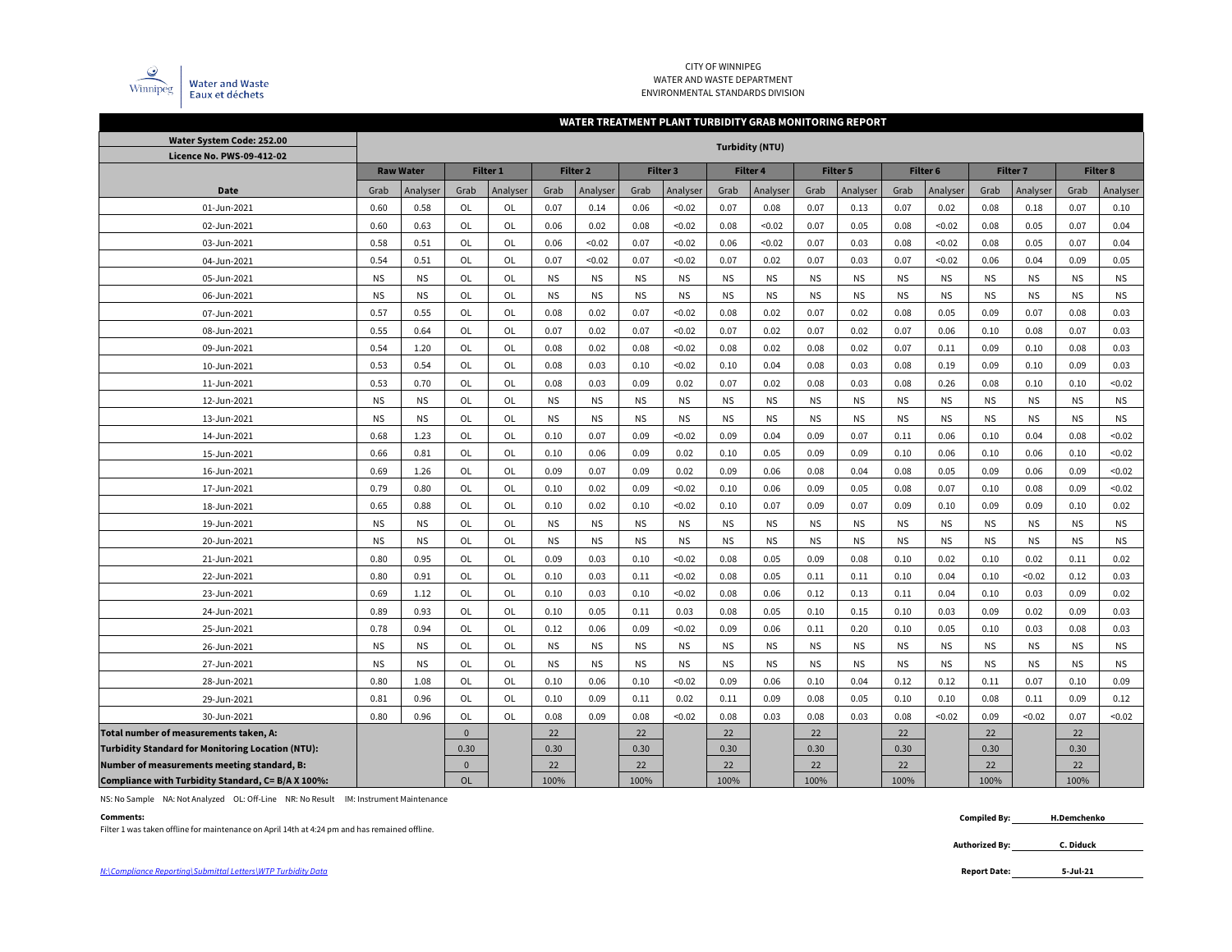Winnipeg | Water and Waste
Eaux et déchets

CITY OF WINNIPEG
WATER AND WASTE DEPARTMENT
ENVIRONMENTAL STANDARDS DIVISION

## WATER TREATMENT PLANT TURBIDITY GRAB MONITORING REPORT

| Water System Code: 252.00 | Turbidity (NTU) | | | | | | | | | | | | | | | | | |
|---|---|---|---|---|---|---|---|---|---|---|---|---|---|---|---|---|---|---|
| Licence No. PWS-09-412-02 | | | | | | | | | | | | | | | | | | |
| | Raw Water | | Filter 1 | | Filter 2 | | Filter 3 | | Filter 4 | | Filter 5 | | Filter 6 | | Filter 7 | | Filter 8 | |
| Date | Grab | Analyser | Grab | Analyser | Grab | Analyser | Grab | Analyser | Grab | Analyser | Grab | Analyser | Grab | Analyser | Grab | Analyser | Grab | Analyser |
| 01-Jun-2021 | 0.60 | 0.58 | OL | OL | 0.07 | 0.14 | 0.06 | <0.02 | 0.07 | 0.08 | 0.07 | 0.13 | 0.07 | 0.02 | 0.08 | 0.18 | 0.07 | 0.10 |
| 02-Jun-2021 | 0.60 | 0.63 | OL | OL | 0.06 | 0.02 | 0.08 | <0.02 | 0.08 | <0.02 | 0.07 | 0.05 | 0.08 | <0.02 | 0.08 | 0.05 | 0.07 | 0.04 |
| 03-Jun-2021 | 0.58 | 0.51 | OL | OL | 0.06 | <0.02 | 0.07 | <0.02 | 0.06 | <0.02 | 0.07 | 0.03 | 0.08 | <0.02 | 0.08 | 0.05 | 0.07 | 0.04 |
| 04-Jun-2021 | 0.54 | 0.51 | OL | OL | 0.07 | <0.02 | 0.07 | <0.02 | 0.07 | 0.02 | 0.07 | 0.03 | 0.07 | <0.02 | 0.06 | 0.04 | 0.09 | 0.05 |
| 05-Jun-2021 | NS | NS | OL | OL | NS | NS | NS | NS | NS | NS | NS | NS | NS | NS | NS | NS | NS | NS |
| 06-Jun-2021 | NS | NS | OL | OL | NS | NS | NS | NS | NS | NS | NS | NS | NS | NS | NS | NS | NS | NS |
| 07-Jun-2021 | 0.57 | 0.55 | OL | OL | 0.08 | 0.02 | 0.07 | <0.02 | 0.08 | 0.02 | 0.07 | 0.02 | 0.08 | 0.05 | 0.09 | 0.07 | 0.08 | 0.03 |
| 08-Jun-2021 | 0.55 | 0.64 | OL | OL | 0.07 | 0.02 | 0.07 | <0.02 | 0.07 | 0.02 | 0.07 | 0.02 | 0.07 | 0.06 | 0.10 | 0.08 | 0.07 | 0.03 |
| 09-Jun-2021 | 0.54 | 1.20 | OL | OL | 0.08 | 0.02 | 0.08 | <0.02 | 0.08 | 0.02 | 0.08 | 0.02 | 0.07 | 0.11 | 0.09 | 0.10 | 0.08 | 0.03 |
| 10-Jun-2021 | 0.53 | 0.54 | OL | OL | 0.08 | 0.03 | 0.10 | <0.02 | 0.10 | 0.04 | 0.08 | 0.03 | 0.08 | 0.19 | 0.09 | 0.10 | 0.09 | 0.03 |
| 11-Jun-2021 | 0.53 | 0.70 | OL | OL | 0.08 | 0.03 | 0.09 | 0.02 | 0.07 | 0.02 | 0.08 | 0.03 | 0.08 | 0.26 | 0.08 | 0.10 | 0.10 | <0.02 |
| 12-Jun-2021 | NS | NS | OL | OL | NS | NS | NS | NS | NS | NS | NS | NS | NS | NS | NS | NS | NS | NS |
| 13-Jun-2021 | NS | NS | OL | OL | NS | NS | NS | NS | NS | NS | NS | NS | NS | NS | NS | NS | NS | NS |
| 14-Jun-2021 | 0.68 | 1.23 | OL | OL | 0.10 | 0.07 | 0.09 | <0.02 | 0.09 | 0.04 | 0.09 | 0.07 | 0.11 | 0.06 | 0.10 | 0.04 | 0.08 | <0.02 |
| 15-Jun-2021 | 0.66 | 0.81 | OL | OL | 0.10 | 0.06 | 0.09 | 0.02 | 0.10 | 0.05 | 0.09 | 0.09 | 0.10 | 0.06 | 0.10 | 0.06 | 0.10 | <0.02 |
| 16-Jun-2021 | 0.69 | 1.26 | OL | OL | 0.09 | 0.07 | 0.09 | 0.02 | 0.09 | 0.06 | 0.08 | 0.04 | 0.08 | 0.05 | 0.09 | 0.06 | 0.09 | <0.02 |
| 17-Jun-2021 | 0.79 | 0.80 | OL | OL | 0.10 | 0.02 | 0.09 | <0.02 | 0.10 | 0.06 | 0.09 | 0.05 | 0.08 | 0.07 | 0.10 | 0.08 | 0.09 | <0.02 |
| 18-Jun-2021 | 0.65 | 0.88 | OL | OL | 0.10 | 0.02 | 0.10 | <0.02 | 0.10 | 0.07 | 0.09 | 0.07 | 0.09 | 0.10 | 0.09 | 0.09 | 0.10 | 0.02 |
| 19-Jun-2021 | NS | NS | OL | OL | NS | NS | NS | NS | NS | NS | NS | NS | NS | NS | NS | NS | NS | NS |
| 20-Jun-2021 | NS | NS | OL | OL | NS | NS | NS | NS | NS | NS | NS | NS | NS | NS | NS | NS | NS | NS |
| 21-Jun-2021 | 0.80 | 0.95 | OL | OL | 0.09 | 0.03 | 0.10 | <0.02 | 0.08 | 0.05 | 0.09 | 0.08 | 0.10 | 0.02 | 0.10 | 0.02 | 0.11 | 0.02 |
| 22-Jun-2021 | 0.80 | 0.91 | OL | OL | 0.10 | 0.03 | 0.11 | <0.02 | 0.08 | 0.05 | 0.11 | 0.11 | 0.10 | 0.04 | 0.10 | <0.02 | 0.12 | 0.03 |
| 23-Jun-2021 | 0.69 | 1.12 | OL | OL | 0.10 | 0.03 | 0.10 | <0.02 | 0.08 | 0.06 | 0.12 | 0.13 | 0.11 | 0.04 | 0.10 | 0.03 | 0.09 | 0.02 |
| 24-Jun-2021 | 0.89 | 0.93 | OL | OL | 0.10 | 0.05 | 0.11 | 0.03 | 0.08 | 0.05 | 0.10 | 0.15 | 0.10 | 0.03 | 0.09 | 0.02 | 0.09 | 0.03 |
| 25-Jun-2021 | 0.78 | 0.94 | OL | OL | 0.12 | 0.06 | 0.09 | <0.02 | 0.09 | 0.06 | 0.11 | 0.20 | 0.10 | 0.05 | 0.10 | 0.03 | 0.08 | 0.03 |
| 26-Jun-2021 | NS | NS | OL | OL | NS | NS | NS | NS | NS | NS | NS | NS | NS | NS | NS | NS | NS | NS |
| 27-Jun-2021 | NS | NS | OL | OL | NS | NS | NS | NS | NS | NS | NS | NS | NS | NS | NS | NS | NS | NS |
| 28-Jun-2021 | 0.80 | 1.08 | OL | OL | 0.10 | 0.06 | 0.10 | <0.02 | 0.09 | 0.06 | 0.10 | 0.04 | 0.12 | 0.12 | 0.11 | 0.07 | 0.10 | 0.09 |
| 29-Jun-2021 | 0.81 | 0.96 | OL | OL | 0.10 | 0.09 | 0.11 | 0.02 | 0.11 | 0.09 | 0.08 | 0.05 | 0.10 | 0.10 | 0.08 | 0.11 | 0.09 | 0.12 |
| 30-Jun-2021 | 0.80 | 0.96 | OL | OL | 0.08 | 0.09 | 0.08 | <0.02 | 0.08 | 0.03 | 0.08 | 0.03 | 0.08 | <0.02 | 0.09 | <0.02 | 0.07 | <0.02 |
| Total number of measurements taken, A: | | | 0 | | 22 | | 22 | | 22 | | 22 | | 22 | | 22 | | 22 | |
| Turbidity Standard for Monitoring Location (NTU): | | | 0.30 | | 0.30 | | 0.30 | | 0.30 | | 0.30 | | 0.30 | | 0.30 | | 0.30 | |
| Number of measurements meeting standard, B: | | | 0 | | 22 | | 22 | | 22 | | 22 | | 22 | | 22 | | 22 | |
| Compliance with Turbidity Standard, C= B/A X 100%: | | | OL | | 100% | | 100% | | 100% | | 100% | | 100% | | 100% | | 100% | |

NS: No Sample NA: Not Analyzed OL: Off-Line NR: No Result IM: Instrument Maintenance

**Comments:**
Filter 1 was taken offline for maintenance on April 14th at 4:24 pm and has remained offline.

**Compiled By:** H.Demchenko

**Authorized By:** C. Diduck

**Report Date:** 5-Jul-21

*N:\Compliance Reporting\Submittal Letters\WTP Turbidity Data*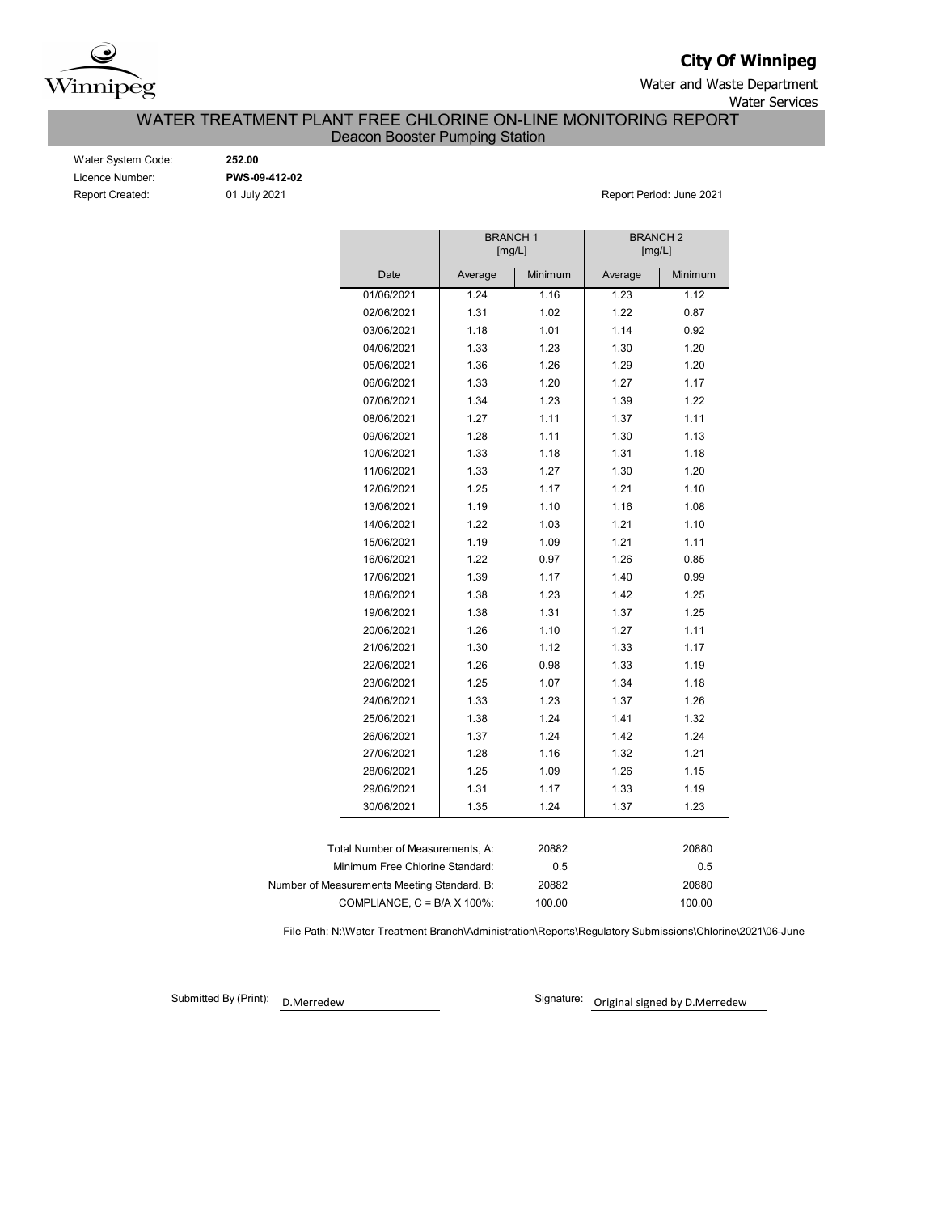**City Of Winnipeg**

Water and Waste Department

Water Services

# WATER TREATMENT PLANT FREE CHLORINE ON-LINE MONITORING REPORT

## Deacon Booster Pumping Station

Water System Code: **252.00**

Licence Number: **PWS-09-412-02**

Report Created: 01 July 2021

Report Period: June 2021

| | BRANCH 1 [mg/L] | | BRANCH 2 [mg/L] | |
|---|---|---|---|---|
| Date | Average | Minimum | Average | Minimum |
| 01/06/2021 | 1.24 | 1.16 | 1.23 | 1.12 |
| 02/06/2021 | 1.31 | 1.02 | 1.22 | 0.87 |
| 03/06/2021 | 1.18 | 1.01 | 1.14 | 0.92 |
| 04/06/2021 | 1.33 | 1.23 | 1.30 | 1.20 |
| 05/06/2021 | 1.36 | 1.26 | 1.29 | 1.20 |
| 06/06/2021 | 1.33 | 1.20 | 1.27 | 1.17 |
| 07/06/2021 | 1.34 | 1.23 | 1.39 | 1.22 |
| 08/06/2021 | 1.27 | 1.11 | 1.37 | 1.11 |
| 09/06/2021 | 1.28 | 1.11 | 1.30 | 1.13 |
| 10/06/2021 | 1.33 | 1.18 | 1.31 | 1.18 |
| 11/06/2021 | 1.33 | 1.27 | 1.30 | 1.20 |
| 12/06/2021 | 1.25 | 1.17 | 1.21 | 1.10 |
| 13/06/2021 | 1.19 | 1.10 | 1.16 | 1.08 |
| 14/06/2021 | 1.22 | 1.03 | 1.21 | 1.10 |
| 15/06/2021 | 1.19 | 1.09 | 1.21 | 1.11 |
| 16/06/2021 | 1.22 | 0.97 | 1.26 | 0.85 |
| 17/06/2021 | 1.39 | 1.17 | 1.40 | 0.99 |
| 18/06/2021 | 1.38 | 1.23 | 1.42 | 1.25 |
| 19/06/2021 | 1.38 | 1.31 | 1.37 | 1.25 |
| 20/06/2021 | 1.26 | 1.10 | 1.27 | 1.11 |
| 21/06/2021 | 1.30 | 1.12 | 1.33 | 1.17 |
| 22/06/2021 | 1.26 | 0.98 | 1.33 | 1.19 |
| 23/06/2021 | 1.25 | 1.07 | 1.34 | 1.18 |
| 24/06/2021 | 1.33 | 1.23 | 1.37 | 1.26 |
| 25/06/2021 | 1.38 | 1.24 | 1.41 | 1.32 |
| 26/06/2021 | 1.37 | 1.24 | 1.42 | 1.24 |
| 27/06/2021 | 1.28 | 1.16 | 1.32 | 1.21 |
| 28/06/2021 | 1.25 | 1.09 | 1.26 | 1.15 |
| 29/06/2021 | 1.31 | 1.17 | 1.33 | 1.19 |
| 30/06/2021 | 1.35 | 1.24 | 1.37 | 1.23 |

| | Branch 1 | Branch 2 |
|---|---|---|
| Total Number of Measurements, A: | 20882 | 20880 |
| Minimum Free Chlorine Standard: | 0.5 | 0.5 |
| Number of Measurements Meeting Standard, B: | 20882 | 20880 |
| COMPLIANCE, C = B/A X 100%: | 100.00 | 100.00 |

File Path: N:\Water Treatment Branch\Administration\Reports\Regulatory Submissions\Chlorine\2021\06-June

Submitted By (Print): D.Merredew

Signature: Original signed by D.Merredew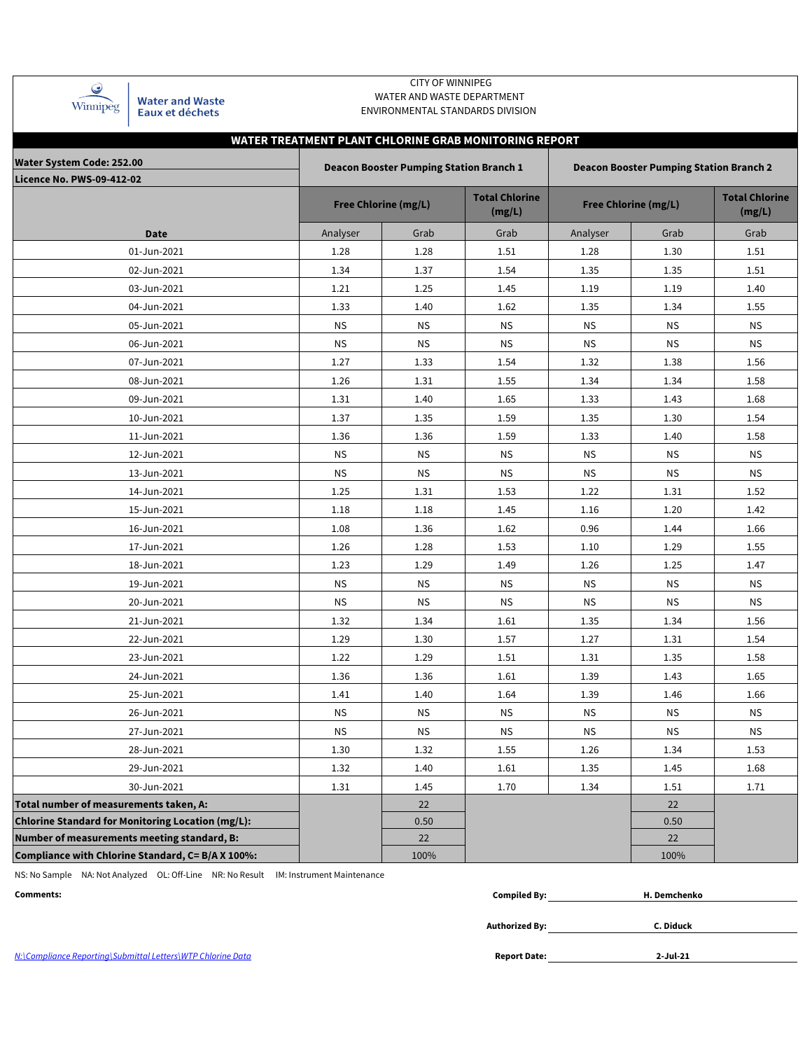CITY OF WINNIPEG
WATER AND WASTE DEPARTMENT
ENVIRONMENTAL STANDARDS DIVISION

Winnipeg | Water and Waste / Eaux et déchets

## WATER TREATMENT PLANT CHLORINE GRAB MONITORING REPORT

| Water System Code: 252.00 / Licence No. PWS-09-412-02 | Deacon Booster Pumping Station Branch 1 | | | Deacon Booster Pumping Station Branch 2 | | |
|---|---|---|---|---|---|---|
| | Free Chlorine (mg/L) | | Total Chlorine (mg/L) | Free Chlorine (mg/L) | | Total Chlorine (mg/L) |
| Date | Analyser | Grab | Grab | Analyser | Grab | Grab |
| 01-Jun-2021 | 1.28 | 1.28 | 1.51 | 1.28 | 1.30 | 1.51 |
| 02-Jun-2021 | 1.34 | 1.37 | 1.54 | 1.35 | 1.35 | 1.51 |
| 03-Jun-2021 | 1.21 | 1.25 | 1.45 | 1.19 | 1.19 | 1.40 |
| 04-Jun-2021 | 1.33 | 1.40 | 1.62 | 1.35 | 1.34 | 1.55 |
| 05-Jun-2021 | NS | NS | NS | NS | NS | NS |
| 06-Jun-2021 | NS | NS | NS | NS | NS | NS |
| 07-Jun-2021 | 1.27 | 1.33 | 1.54 | 1.32 | 1.38 | 1.56 |
| 08-Jun-2021 | 1.26 | 1.31 | 1.55 | 1.34 | 1.34 | 1.58 |
| 09-Jun-2021 | 1.31 | 1.40 | 1.65 | 1.33 | 1.43 | 1.68 |
| 10-Jun-2021 | 1.37 | 1.35 | 1.59 | 1.35 | 1.30 | 1.54 |
| 11-Jun-2021 | 1.36 | 1.36 | 1.59 | 1.33 | 1.40 | 1.58 |
| 12-Jun-2021 | NS | NS | NS | NS | NS | NS |
| 13-Jun-2021 | NS | NS | NS | NS | NS | NS |
| 14-Jun-2021 | 1.25 | 1.31 | 1.53 | 1.22 | 1.31 | 1.52 |
| 15-Jun-2021 | 1.18 | 1.18 | 1.45 | 1.16 | 1.20 | 1.42 |
| 16-Jun-2021 | 1.08 | 1.36 | 1.62 | 0.96 | 1.44 | 1.66 |
| 17-Jun-2021 | 1.26 | 1.28 | 1.53 | 1.10 | 1.29 | 1.55 |
| 18-Jun-2021 | 1.23 | 1.29 | 1.49 | 1.26 | 1.25 | 1.47 |
| 19-Jun-2021 | NS | NS | NS | NS | NS | NS |
| 20-Jun-2021 | NS | NS | NS | NS | NS | NS |
| 21-Jun-2021 | 1.32 | 1.34 | 1.61 | 1.35 | 1.34 | 1.56 |
| 22-Jun-2021 | 1.29 | 1.30 | 1.57 | 1.27 | 1.31 | 1.54 |
| 23-Jun-2021 | 1.22 | 1.29 | 1.51 | 1.31 | 1.35 | 1.58 |
| 24-Jun-2021 | 1.36 | 1.36 | 1.61 | 1.39 | 1.43 | 1.65 |
| 25-Jun-2021 | 1.41 | 1.40 | 1.64 | 1.39 | 1.46 | 1.66 |
| 26-Jun-2021 | NS | NS | NS | NS | NS | NS |
| 27-Jun-2021 | NS | NS | NS | NS | NS | NS |
| 28-Jun-2021 | 1.30 | 1.32 | 1.55 | 1.26 | 1.34 | 1.53 |
| 29-Jun-2021 | 1.32 | 1.40 | 1.61 | 1.35 | 1.45 | 1.68 |
| 30-Jun-2021 | 1.31 | 1.45 | 1.70 | 1.34 | 1.51 | 1.71 |
| **Total number of measurements taken, A:** | | 22 | | | 22 | |
| **Chlorine Standard for Monitoring Location (mg/L):** | | 0.50 | | | 0.50 | |
| **Number of measurements meeting standard, B:** | | 22 | | | 22 | |
| **Compliance with Chlorine Standard, C= B/A X 100%:** | | 100% | | | 100% | |

NS: No Sample NA: Not Analyzed OL: Off-Line NR: No Result IM: Instrument Maintenance

**Comments:**

**Compiled By:** H. Demchenko

**Authorized By:** C. Diduck

**Report Date:** 2-Jul-21

N:\Compliance Reporting\Submittal Letters\WTP Chlorine Data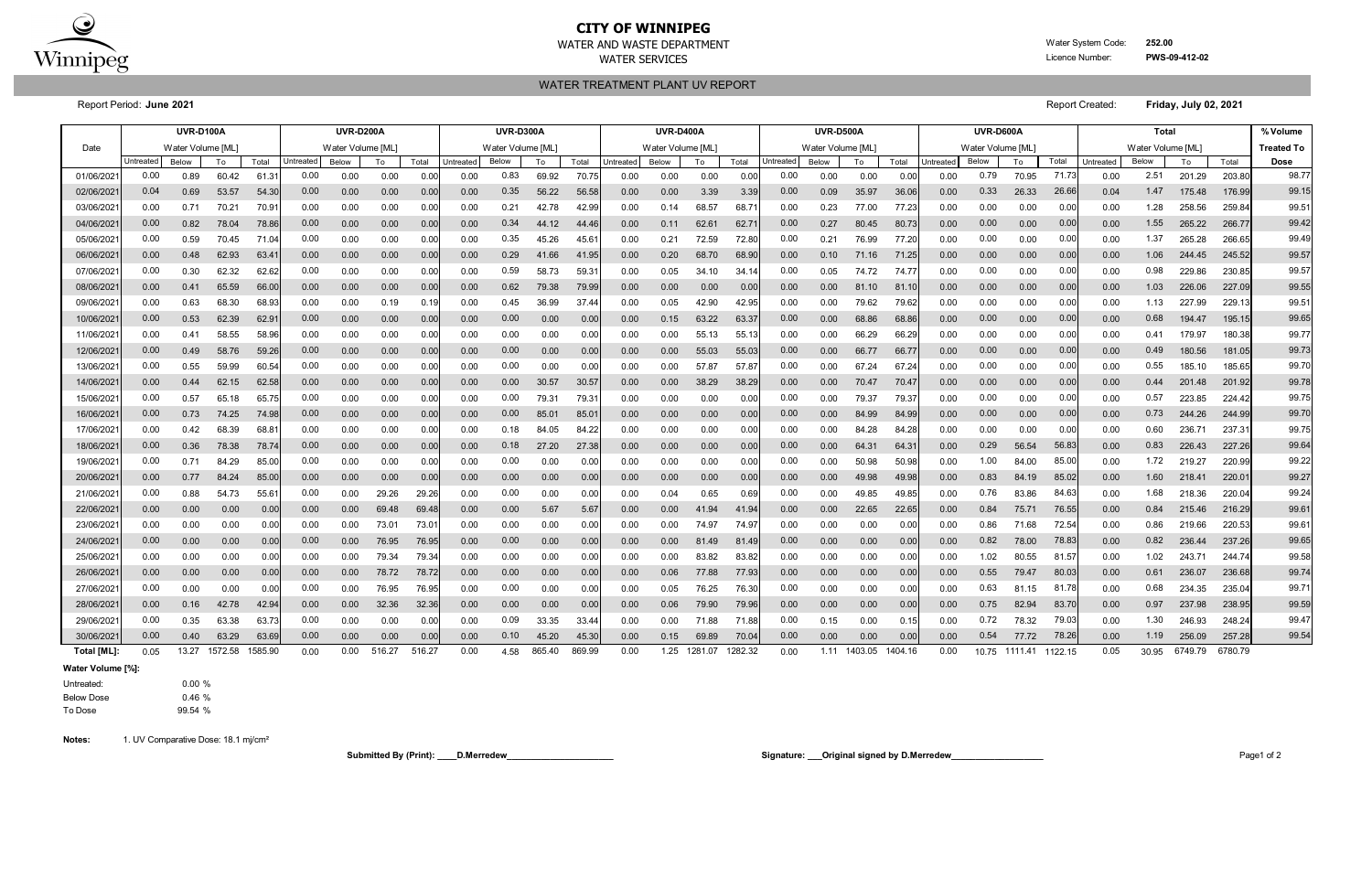# CITY OF WINNIPEG

WATER AND WASTE DEPARTMENT

WATER SERVICES

Water System Code: **252.00**

Licence Number: **PWS-09-412-02**

## WATER TREATMENT PLANT UV REPORT

Report Period: **June 2021**

Report Created: **Friday, July 02, 2021**

| Date | UVR-D100A | | | | UVR-D200A | | | | UVR-D300A | | | | UVR-D400A | | | | UVR-D500A | | | | UVR-D600A | | | | Total | | | | % Volume |
|---|---|---|---|---|---|---|---|---|---|---|---|---|---|---|---|---|---|---|---|---|---|---|---|---|---|---|---|---|---|
| | Water Volume [ML] | | | | Water Volume [ML] | | | | Water Volume [ML] | | | | Water Volume [ML] | | | | Water Volume [ML] | | | | Water Volume [ML] | | | | Water Volume [ML] | | | | Treated To |
| | Untreated | Below | To | Total | Untreated | Below | To | Total | Untreated | Below | To | Total | Untreated | Below | To | Total | Untreated | Below | To | Total | Untreated | Below | To | Total | Untreated | Below | To | Total | Dose |
| 01/06/2021 | 0.00 | 0.89 | 60.42 | 61.31 | 0.00 | 0.00 | 0.00 | 0.00 | 0.00 | 0.83 | 69.92 | 70.75 | 0.00 | 0.00 | 0.00 | 0.00 | 0.00 | 0.00 | 0.00 | 0.00 | 0.00 | 0.79 | 70.95 | 71.73 | 0.00 | 2.51 | 201.29 | 203.80 | 98.77 |
| 02/06/2021 | 0.04 | 0.69 | 53.57 | 54.30 | 0.00 | 0.00 | 0.00 | 0.00 | 0.00 | 0.35 | 56.22 | 56.58 | 0.00 | 0.00 | 3.39 | 3.39 | 0.00 | 0.09 | 35.97 | 36.06 | 0.00 | 0.33 | 26.33 | 26.66 | 0.04 | 1.47 | 175.48 | 176.99 | 99.15 |
| 03/06/2021 | 0.00 | 0.71 | 70.21 | 70.91 | 0.00 | 0.00 | 0.00 | 0.00 | 0.00 | 0.21 | 42.78 | 42.99 | 0.00 | 0.14 | 68.57 | 68.71 | 0.00 | 0.23 | 77.00 | 77.23 | 0.00 | 0.00 | 0.00 | 0.00 | 0.00 | 1.28 | 258.56 | 259.84 | 99.51 |
| 04/06/2021 | 0.00 | 0.82 | 78.04 | 78.86 | 0.00 | 0.00 | 0.00 | 0.00 | 0.00 | 0.34 | 44.12 | 44.46 | 0.00 | 0.11 | 62.61 | 62.71 | 0.00 | 0.27 | 80.45 | 80.73 | 0.00 | 0.00 | 0.00 | 0.00 | 0.00 | 1.55 | 265.22 | 266.77 | 99.42 |
| 05/06/2021 | 0.00 | 0.59 | 70.45 | 71.04 | 0.00 | 0.00 | 0.00 | 0.00 | 0.00 | 0.35 | 45.26 | 45.61 | 0.00 | 0.21 | 72.59 | 72.80 | 0.00 | 0.21 | 76.99 | 77.20 | 0.00 | 0.00 | 0.00 | 0.00 | 0.00 | 1.37 | 265.28 | 266.65 | 99.49 |
| 06/06/2021 | 0.00 | 0.48 | 62.93 | 63.41 | 0.00 | 0.00 | 0.00 | 0.00 | 0.00 | 0.29 | 41.66 | 41.95 | 0.00 | 0.20 | 68.70 | 68.90 | 0.00 | 0.10 | 71.16 | 71.25 | 0.00 | 0.00 | 0.00 | 0.00 | 0.00 | 1.06 | 244.45 | 245.52 | 99.57 |
| 07/06/2021 | 0.00 | 0.30 | 62.32 | 62.62 | 0.00 | 0.00 | 0.00 | 0.00 | 0.00 | 0.59 | 58.73 | 59.31 | 0.00 | 0.05 | 34.10 | 34.14 | 0.00 | 0.05 | 74.72 | 74.77 | 0.00 | 0.00 | 0.00 | 0.00 | 0.00 | 0.98 | 229.86 | 230.85 | 99.57 |
| 08/06/2021 | 0.00 | 0.41 | 65.59 | 66.00 | 0.00 | 0.00 | 0.00 | 0.00 | 0.00 | 0.62 | 79.38 | 79.99 | 0.00 | 0.00 | 0.00 | 0.00 | 0.00 | 0.00 | 81.10 | 81.10 | 0.00 | 0.00 | 0.00 | 0.00 | 0.00 | 1.03 | 226.06 | 227.09 | 99.55 |
| 09/06/2021 | 0.00 | 0.63 | 68.30 | 68.93 | 0.00 | 0.00 | 0.19 | 0.19 | 0.00 | 0.45 | 36.99 | 37.44 | 0.00 | 0.05 | 42.90 | 42.95 | 0.00 | 0.00 | 79.62 | 79.62 | 0.00 | 0.00 | 0.00 | 0.00 | 0.00 | 1.13 | 227.99 | 229.13 | 99.51 |
| 10/06/2021 | 0.00 | 0.53 | 62.39 | 62.91 | 0.00 | 0.00 | 0.00 | 0.00 | 0.00 | 0.00 | 0.00 | 0.00 | 0.00 | 0.15 | 63.22 | 63.37 | 0.00 | 0.00 | 68.86 | 68.86 | 0.00 | 0.00 | 0.00 | 0.00 | 0.00 | 0.68 | 194.47 | 195.15 | 99.65 |
| 11/06/2021 | 0.00 | 0.41 | 58.55 | 58.96 | 0.00 | 0.00 | 0.00 | 0.00 | 0.00 | 0.00 | 0.00 | 0.00 | 0.00 | 0.00 | 55.13 | 55.13 | 0.00 | 0.00 | 66.29 | 66.29 | 0.00 | 0.00 | 0.00 | 0.00 | 0.00 | 0.41 | 179.97 | 180.38 | 99.77 |
| 12/06/2021 | 0.00 | 0.49 | 58.76 | 59.26 | 0.00 | 0.00 | 0.00 | 0.00 | 0.00 | 0.00 | 0.00 | 0.00 | 0.00 | 0.00 | 55.03 | 55.03 | 0.00 | 0.00 | 66.77 | 66.77 | 0.00 | 0.00 | 0.00 | 0.00 | 0.00 | 0.49 | 180.56 | 181.05 | 99.73 |
| 13/06/2021 | 0.00 | 0.55 | 59.99 | 60.54 | 0.00 | 0.00 | 0.00 | 0.00 | 0.00 | 0.00 | 0.00 | 0.00 | 0.00 | 0.00 | 57.87 | 57.87 | 0.00 | 0.00 | 67.24 | 67.24 | 0.00 | 0.00 | 0.00 | 0.00 | 0.00 | 0.55 | 185.10 | 185.65 | 99.70 |
| 14/06/2021 | 0.00 | 0.44 | 62.15 | 62.58 | 0.00 | 0.00 | 0.00 | 0.00 | 0.00 | 0.00 | 30.57 | 30.57 | 0.00 | 0.00 | 38.29 | 38.29 | 0.00 | 0.00 | 70.47 | 70.47 | 0.00 | 0.00 | 0.00 | 0.00 | 0.00 | 0.44 | 201.48 | 201.92 | 99.78 |
| 15/06/2021 | 0.00 | 0.57 | 65.18 | 65.75 | 0.00 | 0.00 | 0.00 | 0.00 | 0.00 | 0.00 | 79.31 | 79.31 | 0.00 | 0.00 | 0.00 | 0.00 | 0.00 | 0.00 | 79.37 | 79.37 | 0.00 | 0.00 | 0.00 | 0.00 | 0.00 | 0.57 | 223.85 | 224.42 | 99.75 |
| 16/06/2021 | 0.00 | 0.73 | 74.25 | 74.98 | 0.00 | 0.00 | 0.00 | 0.00 | 0.00 | 0.00 | 85.01 | 85.01 | 0.00 | 0.00 | 0.00 | 0.00 | 0.00 | 0.00 | 84.99 | 84.99 | 0.00 | 0.00 | 0.00 | 0.00 | 0.00 | 0.73 | 244.26 | 244.99 | 99.70 |
| 17/06/2021 | 0.00 | 0.42 | 68.39 | 68.81 | 0.00 | 0.00 | 0.00 | 0.00 | 0.00 | 0.18 | 84.05 | 84.22 | 0.00 | 0.00 | 0.00 | 0.00 | 0.00 | 0.00 | 84.28 | 84.28 | 0.00 | 0.00 | 0.00 | 0.00 | 0.00 | 0.60 | 236.71 | 237.31 | 99.75 |
| 18/06/2021 | 0.00 | 0.36 | 78.38 | 78.74 | 0.00 | 0.00 | 0.00 | 0.00 | 0.00 | 0.18 | 27.20 | 27.38 | 0.00 | 0.00 | 0.00 | 0.00 | 0.00 | 0.00 | 64.31 | 64.31 | 0.00 | 0.29 | 56.54 | 56.83 | 0.00 | 0.83 | 226.43 | 227.26 | 99.64 |
| 19/06/2021 | 0.00 | 0.71 | 84.29 | 85.00 | 0.00 | 0.00 | 0.00 | 0.00 | 0.00 | 0.00 | 0.00 | 0.00 | 0.00 | 0.00 | 0.00 | 0.00 | 0.00 | 0.00 | 50.98 | 50.98 | 0.00 | 1.00 | 84.00 | 85.00 | 0.00 | 1.72 | 219.27 | 220.99 | 99.22 |
| 20/06/2021 | 0.00 | 0.77 | 84.24 | 85.00 | 0.00 | 0.00 | 0.00 | 0.00 | 0.00 | 0.00 | 0.00 | 0.00 | 0.00 | 0.00 | 0.00 | 0.00 | 0.00 | 0.00 | 49.98 | 49.98 | 0.00 | 0.83 | 84.19 | 85.02 | 0.00 | 1.60 | 218.41 | 220.01 | 99.27 |
| 21/06/2021 | 0.00 | 0.88 | 54.73 | 55.61 | 0.00 | 0.00 | 29.26 | 29.26 | 0.00 | 0.00 | 0.00 | 0.00 | 0.00 | 0.04 | 0.65 | 0.69 | 0.00 | 0.00 | 49.85 | 49.85 | 0.00 | 0.76 | 83.86 | 84.63 | 0.00 | 1.68 | 218.36 | 220.04 | 99.24 |
| 22/06/2021 | 0.00 | 0.00 | 0.00 | 0.00 | 0.00 | 0.00 | 69.48 | 69.48 | 0.00 | 0.00 | 5.67 | 5.67 | 0.00 | 0.00 | 41.94 | 41.94 | 0.00 | 0.00 | 22.65 | 22.65 | 0.00 | 0.84 | 75.71 | 76.55 | 0.00 | 0.84 | 215.46 | 216.29 | 99.61 |
| 23/06/2021 | 0.00 | 0.00 | 0.00 | 0.00 | 0.00 | 0.00 | 73.01 | 73.01 | 0.00 | 0.00 | 0.00 | 0.00 | 0.00 | 0.00 | 74.97 | 74.97 | 0.00 | 0.00 | 0.00 | 0.00 | 0.00 | 0.86 | 71.68 | 72.54 | 0.00 | 0.86 | 219.66 | 220.53 | 99.61 |
| 24/06/2021 | 0.00 | 0.00 | 0.00 | 0.00 | 0.00 | 0.00 | 76.95 | 76.95 | 0.00 | 0.00 | 0.00 | 0.00 | 0.00 | 0.00 | 81.49 | 81.49 | 0.00 | 0.00 | 0.00 | 0.00 | 0.00 | 0.82 | 78.00 | 78.83 | 0.00 | 0.82 | 236.44 | 237.26 | 99.65 |
| 25/06/2021 | 0.00 | 0.00 | 0.00 | 0.00 | 0.00 | 0.00 | 79.34 | 79.34 | 0.00 | 0.00 | 0.00 | 0.00 | 0.00 | 0.00 | 83.82 | 83.82 | 0.00 | 0.00 | 0.00 | 0.00 | 0.00 | 1.02 | 80.55 | 81.57 | 0.00 | 1.02 | 243.71 | 244.74 | 99.58 |
| 26/06/2021 | 0.00 | 0.00 | 0.00 | 0.00 | 0.00 | 0.00 | 78.72 | 78.72 | 0.00 | 0.00 | 0.00 | 0.00 | 0.00 | 0.06 | 77.88 | 77.93 | 0.00 | 0.00 | 0.00 | 0.00 | 0.00 | 0.55 | 79.47 | 80.03 | 0.00 | 0.61 | 236.07 | 236.68 | 99.74 |
| 27/06/2021 | 0.00 | 0.00 | 0.00 | 0.00 | 0.00 | 0.00 | 76.95 | 76.95 | 0.00 | 0.00 | 0.00 | 0.00 | 0.00 | 0.05 | 76.25 | 76.30 | 0.00 | 0.00 | 0.00 | 0.00 | 0.00 | 0.63 | 81.15 | 81.78 | 0.00 | 0.68 | 234.35 | 235.04 | 99.71 |
| 28/06/2021 | 0.00 | 0.16 | 42.78 | 42.94 | 0.00 | 0.00 | 32.36 | 32.36 | 0.00 | 0.00 | 0.00 | 0.00 | 0.00 | 0.06 | 79.90 | 79.96 | 0.00 | 0.00 | 0.00 | 0.00 | 0.00 | 0.75 | 82.94 | 83.70 | 0.00 | 0.97 | 237.98 | 238.95 | 99.59 |
| 29/06/2021 | 0.00 | 0.35 | 63.38 | 63.73 | 0.00 | 0.00 | 0.00 | 0.00 | 0.00 | 0.09 | 33.35 | 33.44 | 0.00 | 0.00 | 71.88 | 71.88 | 0.00 | 0.15 | 0.00 | 0.15 | 0.00 | 0.72 | 78.32 | 79.03 | 0.00 | 1.30 | 246.93 | 248.24 | 99.47 |
| 30/06/2021 | 0.00 | 0.40 | 63.29 | 63.69 | 0.00 | 0.00 | 0.00 | 0.00 | 0.00 | 0.10 | 45.20 | 45.30 | 0.00 | 0.15 | 69.89 | 70.04 | 0.00 | 0.00 | 0.00 | 0.00 | 0.00 | 0.54 | 77.72 | 78.26 | 0.00 | 1.19 | 256.09 | 257.28 | 99.54 |
| **Total [ML]:** | 0.05 | 13.27 | 1572.58 | 1585.90 | 0.00 | 0.00 | 516.27 | 516.27 | 0.00 | 4.58 | 865.40 | 869.99 | 0.00 | 1.25 | 1281.07 | 1282.32 | 0.00 | 1.11 | 1403.05 | 1404.16 | 0.00 | 10.75 | 1111.41 | 1122.15 | 0.05 | 30.95 | 6749.79 | 6780.79 | |

**Water Volume [%]:**

| | |
|---|---|
| Untreated: | 0.00 % |
| Below Dose | 0.46 % |
| To Dose | 99.54 % |

**Notes:** 1. UV Comparative Dose: 18.1 mj/cm²

**Submitted By (Print):** ____D.Merredew______________________

**Signature:** ___Original signed by D.Merredew___________________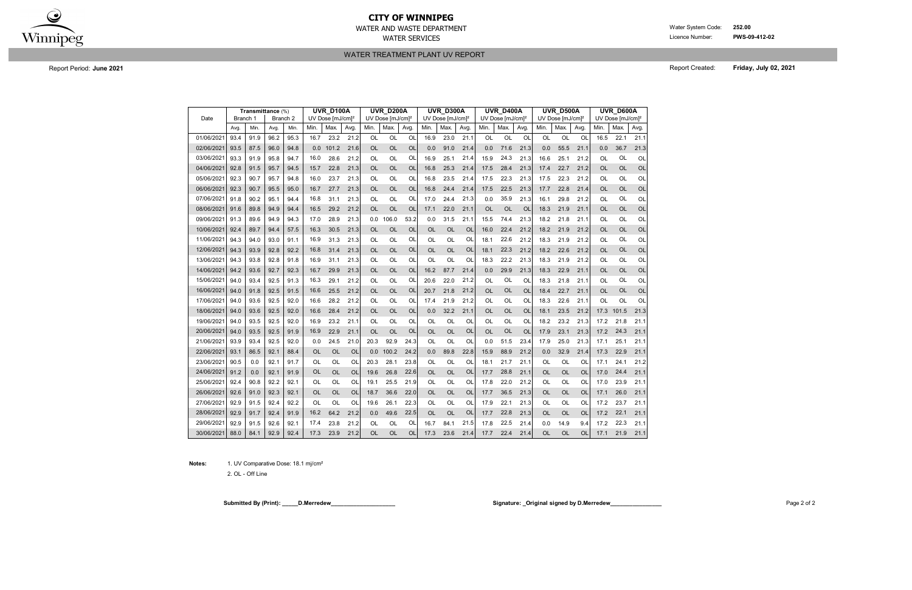# CITY OF WINNIPEG

WATER AND WASTE DEPARTMENT

WATER SERVICES

Water System Code: **252.00**

Licence Number: **PWS-09-412-02**

## WATER TREATMENT PLANT UV REPORT

Report Period: **June 2021**

Report Created: **Friday, July 02, 2021**

| Date | Transmittance (%) Branch 1 | | Transmittance (%) Branch 2 | | UVR_D100A UV Dose [mJ/cm²] | | | UVR_D200A UV Dose [mJ/cm²] | | | UVR_D300A UV Dose [mJ/cm²] | | | UVR_D400A UV Dose [mJ/cm²] | | | UVR_D500A UV Dose [mJ/cm²] | | | UVR_D600A UV Dose [mJ/cm²] | | |
|---|---|---|---|---|---|---|---|---|---|---|---|---|---|---|---|---|---|---|---|---|---|---|
| | Avg. | Min. | Avg. | Min. | Min. | Max. | Avg. | Min. | Max. | Avg. | Min. | Max. | Avg. | Min. | Max. | Avg. | Min. | Max. | Avg. | Min. | Max. | Avg. |
| 01/06/2021 | 93.4 | 91.9 | 96.2 | 95.3 | 16.7 | 23.2 | 21.2 | OL | OL | OL | 16.9 | 23.0 | 21.1 | OL | OL | OL | OL | OL | OL | 16.5 | 22.1 | 21.1 |
| 02/06/2021 | 93.5 | 87.5 | 96.0 | 94.8 | 0.0 | 101.2 | 21.6 | OL | OL | OL | 0.0 | 91.0 | 21.4 | 0.0 | 71.6 | 21.3 | 0.0 | 55.5 | 21.1 | 0.0 | 36.7 | 21.3 |
| 03/06/2021 | 93.3 | 91.9 | 95.8 | 94.7 | 16.0 | 28.6 | 21.2 | OL | OL | OL | 16.9 | 25.1 | 21.4 | 15.9 | 24.3 | 21.3 | 16.6 | 25.1 | 21.2 | OL | OL | OL |
| 04/06/2021 | 92.8 | 91.5 | 95.7 | 94.5 | 15.7 | 22.8 | 21.3 | OL | OL | OL | 16.8 | 25.3 | 21.4 | 17.5 | 28.4 | 21.3 | 17.4 | 22.7 | 21.2 | OL | OL | OL |
| 05/06/2021 | 92.3 | 90.7 | 95.7 | 94.8 | 16.0 | 23.7 | 21.3 | OL | OL | OL | 16.8 | 23.5 | 21.4 | 17.5 | 22.3 | 21.3 | 17.5 | 22.3 | 21.2 | OL | OL | OL |
| 06/06/2021 | 92.3 | 90.7 | 95.5 | 95.0 | 16.7 | 27.7 | 21.3 | OL | OL | OL | 16.8 | 24.4 | 21.4 | 17.5 | 22.5 | 21.3 | 17.7 | 22.8 | 21.4 | OL | OL | OL |
| 07/06/2021 | 91.8 | 90.2 | 95.1 | 94.4 | 16.8 | 31.1 | 21.3 | OL | OL | OL | 17.0 | 24.4 | 21.3 | 0.0 | 35.9 | 21.3 | 16.1 | 29.8 | 21.2 | OL | OL | OL |
| 08/06/2021 | 91.6 | 89.8 | 94.9 | 94.4 | 16.5 | 29.2 | 21.2 | OL | OL | OL | 17.1 | 22.0 | 21.1 | OL | OL | OL | 18.3 | 21.9 | 21.1 | OL | OL | OL |
| 09/06/2021 | 91.3 | 89.6 | 94.9 | 94.3 | 17.0 | 28.9 | 21.3 | 0.0 | 106.0 | 53.2 | 0.0 | 31.5 | 21.1 | 15.5 | 74.4 | 21.3 | 18.2 | 21.8 | 21.1 | OL | OL | OL |
| 10/06/2021 | 92.4 | 89.7 | 94.4 | 57.5 | 16.3 | 30.5 | 21.3 | OL | OL | OL | OL | OL | OL | 16.0 | 22.4 | 21.2 | 18.2 | 21.9 | 21.2 | OL | OL | OL |
| 11/06/2021 | 94.3 | 94.0 | 93.0 | 91.1 | 16.9 | 31.3 | 21.3 | OL | OL | OL | OL | OL | OL | 18.1 | 22.6 | 21.2 | 18.3 | 21.9 | 21.2 | OL | OL | OL |
| 12/06/2021 | 94.3 | 93.9 | 92.8 | 92.2 | 16.8 | 31.4 | 21.3 | OL | OL | OL | OL | OL | OL | 18.1 | 22.3 | 21.2 | 18.2 | 22.6 | 21.2 | OL | OL | OL |
| 13/06/2021 | 94.3 | 93.8 | 92.8 | 91.8 | 16.9 | 31.1 | 21.3 | OL | OL | OL | OL | OL | OL | 18.3 | 22.2 | 21.3 | 18.3 | 21.9 | 21.2 | OL | OL | OL |
| 14/06/2021 | 94.2 | 93.6 | 92.7 | 92.3 | 16.7 | 29.9 | 21.3 | OL | OL | OL | 16.2 | 87.7 | 21.4 | 0.0 | 29.9 | 21.3 | 18.3 | 22.9 | 21.1 | OL | OL | OL |
| 15/06/2021 | 94.0 | 93.4 | 92.5 | 91.3 | 16.3 | 29.1 | 21.2 | OL | OL | OL | 20.6 | 22.0 | 21.2 | OL | OL | OL | 18.3 | 21.8 | 21.1 | OL | OL | OL |
| 16/06/2021 | 94.0 | 91.8 | 92.5 | 91.5 | 16.6 | 25.5 | 21.2 | OL | OL | OL | 20.7 | 21.8 | 21.2 | OL | OL | OL | 18.4 | 22.7 | 21.1 | OL | OL | OL |
| 17/06/2021 | 94.0 | 93.6 | 92.5 | 92.0 | 16.6 | 28.2 | 21.2 | OL | OL | OL | 17.4 | 21.9 | 21.2 | OL | OL | OL | 18.3 | 22.6 | 21.1 | OL | OL | OL |
| 18/06/2021 | 94.0 | 93.6 | 92.5 | 92.0 | 16.6 | 28.4 | 21.2 | OL | OL | OL | 0.0 | 32.2 | 21.1 | OL | OL | OL | 18.1 | 23.5 | 21.2 | 17.3 | 101.5 | 21.3 |
| 19/06/2021 | 94.0 | 93.5 | 92.5 | 92.0 | 16.9 | 23.2 | 21.1 | OL | OL | OL | OL | OL | OL | OL | OL | OL | 18.2 | 23.2 | 21.3 | 17.2 | 21.8 | 21.1 |
| 20/06/2021 | 94.0 | 93.5 | 92.5 | 91.9 | 16.9 | 22.9 | 21.1 | OL | OL | OL | OL | OL | OL | OL | OL | OL | 17.9 | 23.1 | 21.3 | 17.2 | 24.3 | 21.1 |
| 21/06/2021 | 93.9 | 93.4 | 92.5 | 92.0 | 0.0 | 24.5 | 21.0 | 20.3 | 92.9 | 24.3 | OL | OL | OL | 0.0 | 51.5 | 23.4 | 17.9 | 25.0 | 21.3 | 17.1 | 25.1 | 21.1 |
| 22/06/2021 | 93.1 | 86.5 | 92.1 | 88.4 | OL | OL | OL | 0.0 | 100.2 | 24.2 | 0.0 | 89.8 | 22.8 | 15.9 | 88.9 | 21.2 | 0.0 | 32.9 | 21.4 | 17.3 | 22.9 | 21.1 |
| 23/06/2021 | 90.5 | 0.0 | 92.1 | 91.7 | OL | OL | OL | 20.3 | 28.1 | 23.8 | OL | OL | OL | 18.1 | 21.7 | 21.1 | OL | OL | OL | 17.1 | 24.1 | 21.2 |
| 24/06/2021 | 91.2 | 0.0 | 92.1 | 91.9 | OL | OL | OL | 19.6 | 26.8 | 22.6 | OL | OL | OL | 17.7 | 28.8 | 21.1 | OL | OL | OL | 17.0 | 24.4 | 21.1 |
| 25/06/2021 | 92.4 | 90.8 | 92.2 | 92.1 | OL | OL | OL | 19.1 | 25.5 | 21.9 | OL | OL | OL | 17.8 | 22.0 | 21.2 | OL | OL | OL | 17.0 | 23.9 | 21.1 |
| 26/06/2021 | 92.6 | 91.0 | 92.3 | 92.1 | OL | OL | OL | 18.7 | 36.6 | 22.0 | OL | OL | OL | 17.7 | 36.5 | 21.3 | OL | OL | OL | 17.1 | 26.0 | 21.1 |
| 27/06/2021 | 92.9 | 91.5 | 92.4 | 92.2 | OL | OL | OL | 19.6 | 26.1 | 22.3 | OL | OL | OL | 17.9 | 22.1 | 21.3 | OL | OL | OL | 17.2 | 23.7 | 21.1 |
| 28/06/2021 | 92.9 | 91.7 | 92.4 | 91.9 | 16.2 | 64.2 | 21.2 | 0.0 | 49.6 | 22.5 | OL | OL | OL | 17.7 | 22.8 | 21.3 | OL | OL | OL | 17.2 | 22.1 | 21.1 |
| 29/06/2021 | 92.9 | 91.5 | 92.6 | 92.1 | 17.4 | 23.8 | 21.2 | OL | OL | OL | 16.7 | 84.1 | 21.5 | 17.8 | 22.5 | 21.4 | 0.0 | 14.9 | 9.4 | 17.2 | 22.3 | 21.1 |
| 30/06/2021 | 88.0 | 84.1 | 92.9 | 92.4 | 17.3 | 23.9 | 21.2 | OL | OL | OL | 17.3 | 23.6 | 21.4 | 17.7 | 22.4 | 21.4 | OL | OL | OL | 17.1 | 21.9 | 21.1 |

**Notes:**

1. UV Comparative Dose: 18.1 mj/cm²
2. OL - Off Line

**Submitted By (Print): _____D.Merredew___________________**

**Signature: _Original signed by D.Merredew________________**